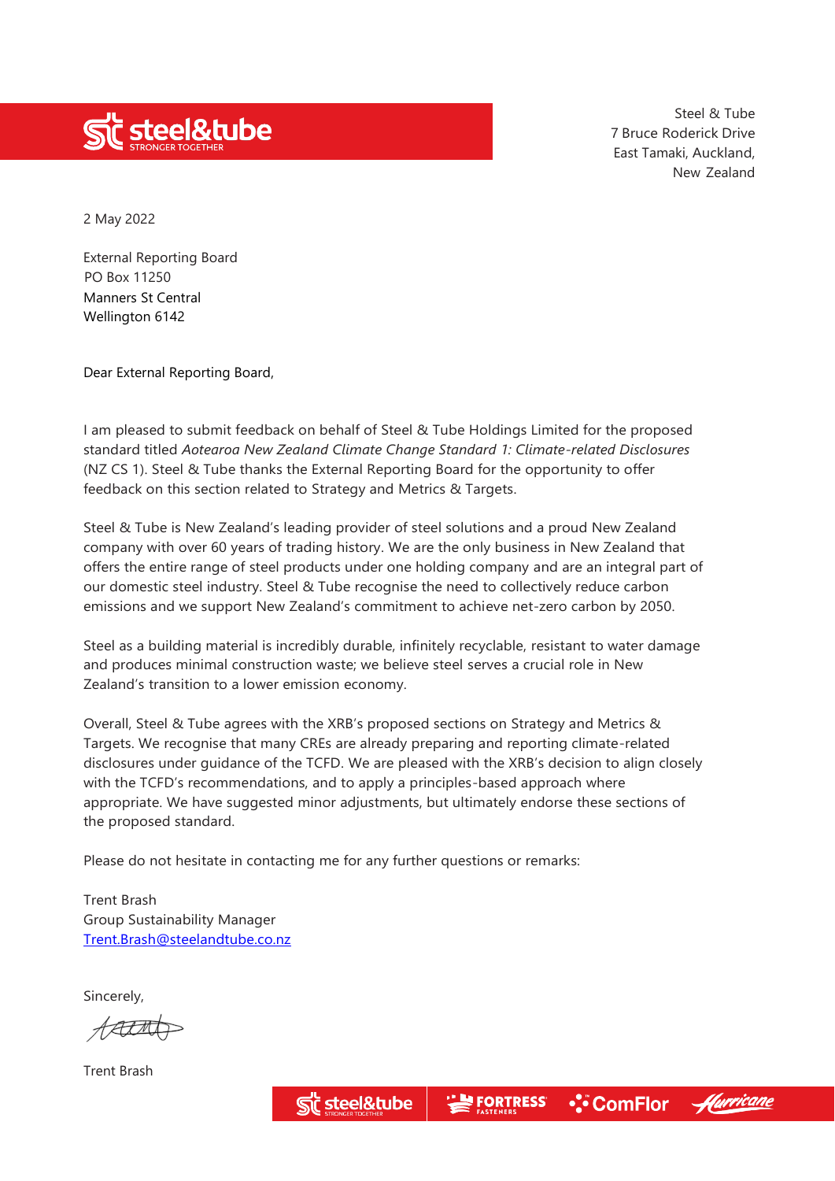Steel & Tube
7 Bruce Roderick Drive
East Tamaki, Auckland,
New Zealand

2 May 2022

External Reporting Board
PO Box 11250
Manners St Central
Wellington 6142

Dear External Reporting Board,

I am pleased to submit feedback on behalf of Steel & Tube Holdings Limited for the proposed standard titled *Aotearoa New Zealand Climate Change Standard 1: Climate-related Disclosures* (NZ CS 1). Steel & Tube thanks the External Reporting Board for the opportunity to offer feedback on this section related to Strategy and Metrics & Targets.

Steel & Tube is New Zealand's leading provider of steel solutions and a proud New Zealand company with over 60 years of trading history. We are the only business in New Zealand that offers the entire range of steel products under one holding company and are an integral part of our domestic steel industry. Steel & Tube recognise the need to collectively reduce carbon emissions and we support New Zealand's commitment to achieve net-zero carbon by 2050.

Steel as a building material is incredibly durable, infinitely recyclable, resistant to water damage and produces minimal construction waste; we believe steel serves a crucial role in New Zealand's transition to a lower emission economy.

Overall, Steel & Tube agrees with the XRB's proposed sections on Strategy and Metrics & Targets. We recognise that many CREs are already preparing and reporting climate-related disclosures under guidance of the TCFD. We are pleased with the XRB's decision to align closely with the TCFD's recommendations, and to apply a principles-based approach where appropriate. We have suggested minor adjustments, but ultimately endorse these sections of the proposed standard.

Please do not hesitate in contacting me for any further questions or remarks:

Trent Brash
Group Sustainability Manager
Trent.Brash@steelandtube.co.nz

Sincerely,

Trent Brash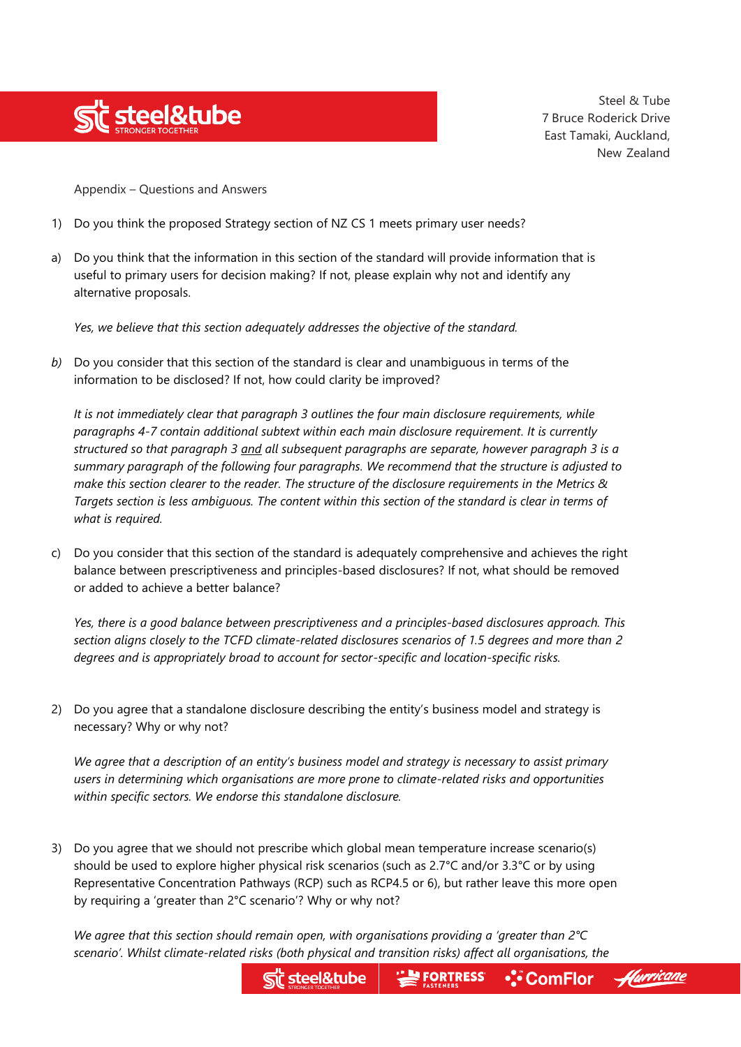Steel & Tube
7 Bruce Roderick Drive
East Tamaki, Auckland,
New Zealand

Appendix – Questions and Answers

1) Do you think the proposed Strategy section of NZ CS 1 meets primary user needs?

a) Do you think that the information in this section of the standard will provide information that is useful to primary users for decision making? If not, please explain why not and identify any alternative proposals.

   *Yes, we believe that this section adequately addresses the objective of the standard.*

b) Do you consider that this section of the standard is clear and unambiguous in terms of the information to be disclosed? If not, how could clarity be improved?

   *It is not immediately clear that paragraph 3 outlines the four main disclosure requirements, while paragraphs 4-7 contain additional subtext within each main disclosure requirement. It is currently structured so that paragraph 3 <u>and</u> all subsequent paragraphs are separate, however paragraph 3 is a summary paragraph of the following four paragraphs. We recommend that the structure is adjusted to make this section clearer to the reader. The structure of the disclosure requirements in the Metrics & Targets section is less ambiguous. The content within this section of the standard is clear in terms of what is required.*

c) Do you consider that this section of the standard is adequately comprehensive and achieves the right balance between prescriptiveness and principles-based disclosures? If not, what should be removed or added to achieve a better balance?

   *Yes, there is a good balance between prescriptiveness and a principles-based disclosures approach. This section aligns closely to the TCFD climate-related disclosures scenarios of 1.5 degrees and more than 2 degrees and is appropriately broad to account for sector-specific and location-specific risks.*

2) Do you agree that a standalone disclosure describing the entity's business model and strategy is necessary? Why or why not?

   *We agree that a description of an entity's business model and strategy is necessary to assist primary users in determining which organisations are more prone to climate-related risks and opportunities within specific sectors. We endorse this standalone disclosure.*

3) Do you agree that we should not prescribe which global mean temperature increase scenario(s) should be used to explore higher physical risk scenarios (such as 2.7°C and/or 3.3°C or by using Representative Concentration Pathways (RCP) such as RCP4.5 or 6), but rather leave this more open by requiring a 'greater than 2°C scenario'? Why or why not?

   *We agree that this section should remain open, with organisations providing a 'greater than 2°C scenario'. Whilst climate-related risks (both physical and transition risks) affect all organisations, the*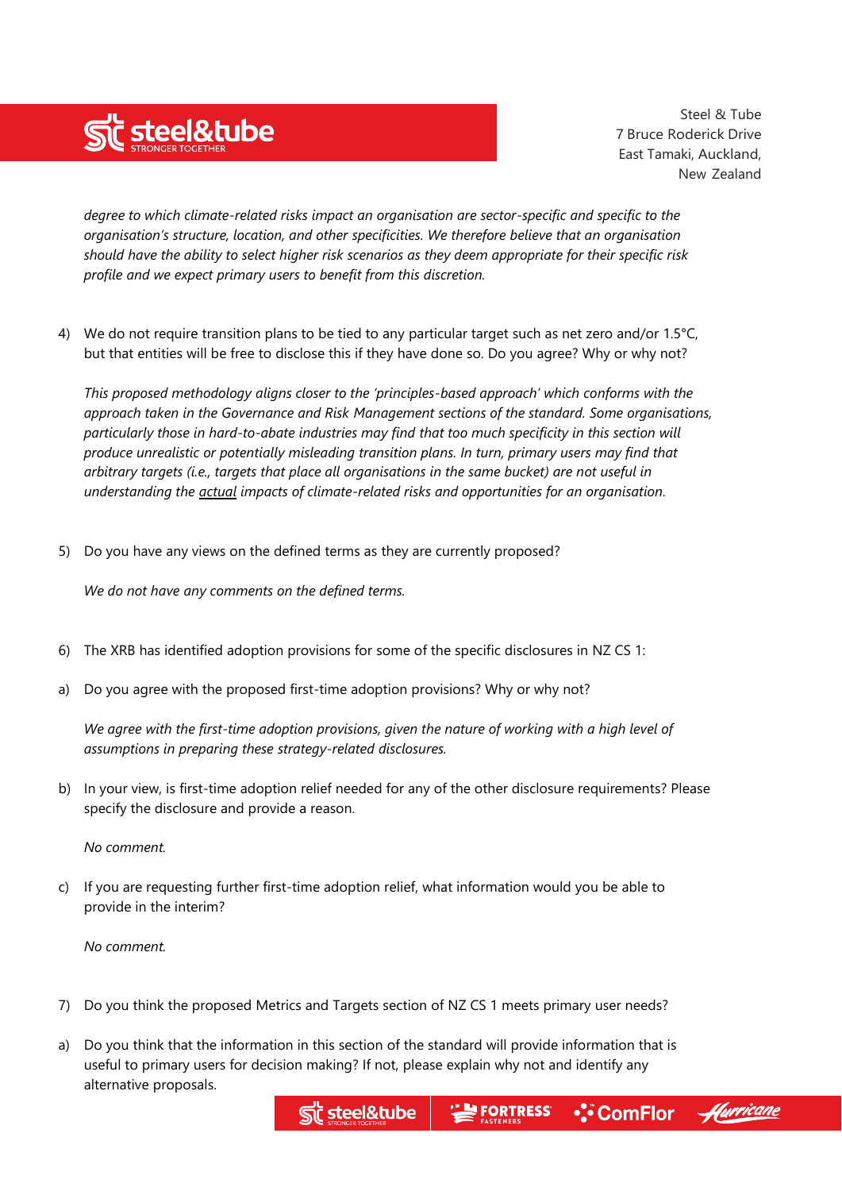*degree to which climate-related risks impact an organisation are sector-specific and specific to the organisation's structure, location, and other specificities. We therefore believe that an organisation should have the ability to select higher risk scenarios as they deem appropriate for their specific risk profile and we expect primary users to benefit from this discretion.*

4) We do not require transition plans to be tied to any particular target such as net zero and/or 1.5°C, but that entities will be free to disclose this if they have done so. Do you agree? Why or why not?

   *This proposed methodology aligns closer to the 'principles-based approach' which conforms with the approach taken in the Governance and Risk Management sections of the standard. Some organisations, particularly those in hard-to-abate industries may find that too much specificity in this section will produce unrealistic or potentially misleading transition plans. In turn, primary users may find that arbitrary targets (i.e., targets that place all organisations in the same bucket) are not useful in understanding the <u>actual</u> impacts of climate-related risks and opportunities for an organisation.*

5) Do you have any views on the defined terms as they are currently proposed?

   *We do not have any comments on the defined terms.*

6) The XRB has identified adoption provisions for some of the specific disclosures in NZ CS 1:

a) Do you agree with the proposed first-time adoption provisions? Why or why not?

   *We agree with the first-time adoption provisions, given the nature of working with a high level of assumptions in preparing these strategy-related disclosures.*

b) In your view, is first-time adoption relief needed for any of the other disclosure requirements? Please specify the disclosure and provide a reason.

   *No comment.*

c) If you are requesting further first-time adoption relief, what information would you be able to provide in the interim?

   *No comment.*

7) Do you think the proposed Metrics and Targets section of NZ CS 1 meets primary user needs?

a) Do you think that the information in this section of the standard will provide information that is useful to primary users for decision making? If not, please explain why not and identify any alternative proposals.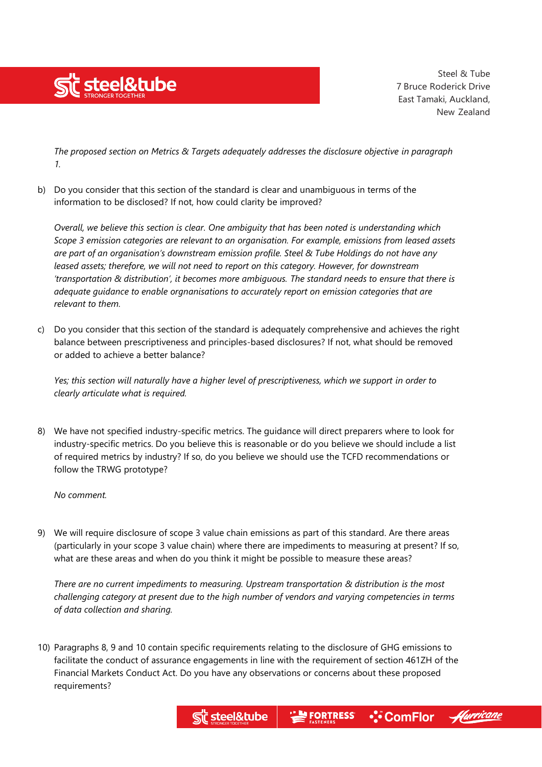*The proposed section on Metrics & Targets adequately addresses the disclosure objective in paragraph 1.*

b) Do you consider that this section of the standard is clear and unambiguous in terms of the information to be disclosed? If not, how could clarity be improved?

*Overall, we believe this section is clear. One ambiguity that has been noted is understanding which Scope 3 emission categories are relevant to an organisation. For example, emissions from leased assets are part of an organisation's downstream emission profile. Steel & Tube Holdings do not have any leased assets; therefore, we will not need to report on this category. However, for downstream 'transportation & distribution', it becomes more ambiguous. The standard needs to ensure that there is adequate guidance to enable orgnanisations to accurately report on emission categories that are relevant to them.*

c) Do you consider that this section of the standard is adequately comprehensive and achieves the right balance between prescriptiveness and principles-based disclosures? If not, what should be removed or added to achieve a better balance?

*Yes; this section will naturally have a higher level of prescriptiveness, which we support in order to clearly articulate what is required.*

8) We have not specified industry-specific metrics. The guidance will direct preparers where to look for industry-specific metrics. Do you believe this is reasonable or do you believe we should include a list of required metrics by industry? If so, do you believe we should use the TCFD recommendations or follow the TRWG prototype?

*No comment.*

9) We will require disclosure of scope 3 value chain emissions as part of this standard. Are there areas (particularly in your scope 3 value chain) where there are impediments to measuring at present? If so, what are these areas and when do you think it might be possible to measure these areas?

*There are no current impediments to measuring. Upstream transportation & distribution is the most challenging category at present due to the high number of vendors and varying competencies in terms of data collection and sharing.*

10) Paragraphs 8, 9 and 10 contain specific requirements relating to the disclosure of GHG emissions to facilitate the conduct of assurance engagements in line with the requirement of section 461ZH of the Financial Markets Conduct Act. Do you have any observations or concerns about these proposed requirements?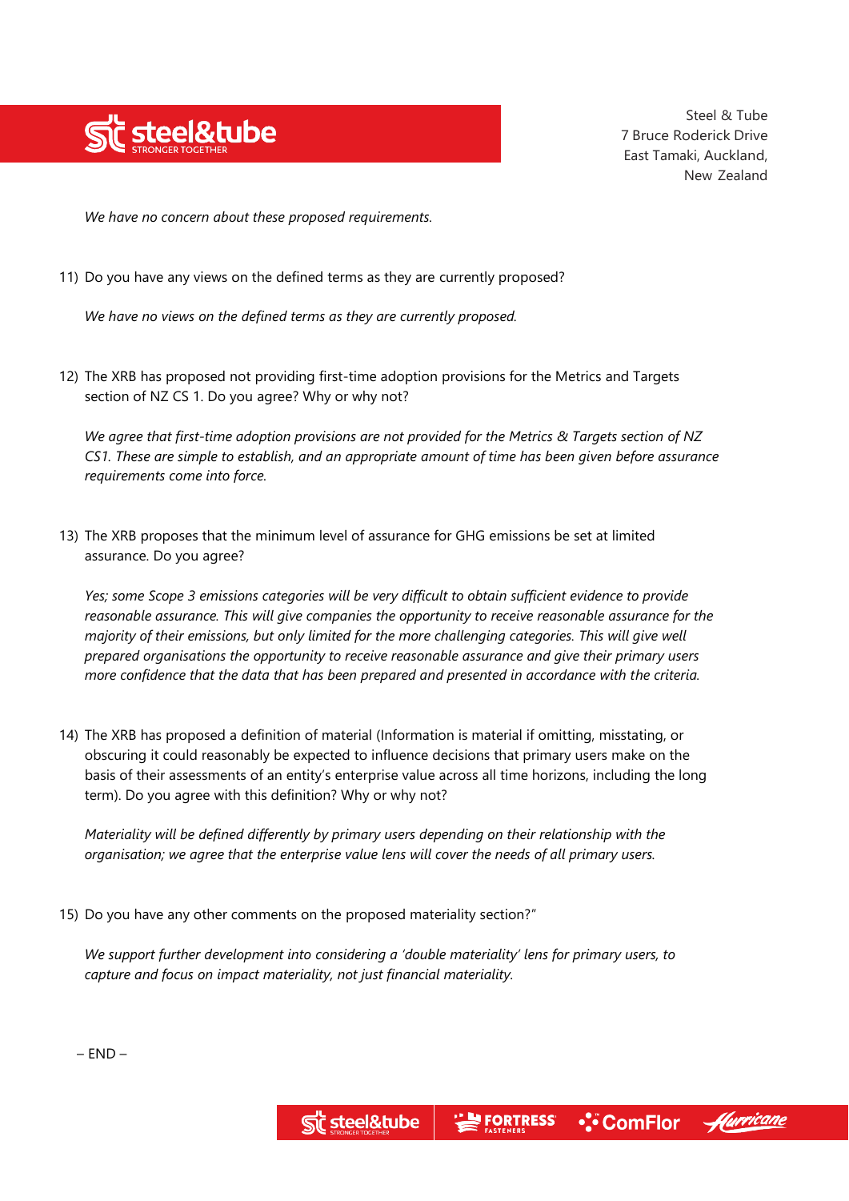*We have no concern about these proposed requirements.*

11) Do you have any views on the defined terms as they are currently proposed?

    *We have no views on the defined terms as they are currently proposed.*

12) The XRB has proposed not providing first-time adoption provisions for the Metrics and Targets section of NZ CS 1. Do you agree? Why or why not?

    *We agree that first-time adoption provisions are not provided for the Metrics & Targets section of NZ CS1. These are simple to establish, and an appropriate amount of time has been given before assurance requirements come into force.*

13) The XRB proposes that the minimum level of assurance for GHG emissions be set at limited assurance. Do you agree?

    *Yes; some Scope 3 emissions categories will be very difficult to obtain sufficient evidence to provide reasonable assurance. This will give companies the opportunity to receive reasonable assurance for the majority of their emissions, but only limited for the more challenging categories. This will give well prepared organisations the opportunity to receive reasonable assurance and give their primary users more confidence that the data that has been prepared and presented in accordance with the criteria.*

14) The XRB has proposed a definition of material (Information is material if omitting, misstating, or obscuring it could reasonably be expected to influence decisions that primary users make on the basis of their assessments of an entity's enterprise value across all time horizons, including the long term). Do you agree with this definition? Why or why not?

    *Materiality will be defined differently by primary users depending on their relationship with the organisation; we agree that the enterprise value lens will cover the needs of all primary users.*

15) Do you have any other comments on the proposed materiality section?"

    *We support further development into considering a 'double materiality' lens for primary users, to capture and focus on impact materiality, not just financial materiality.*

– END –